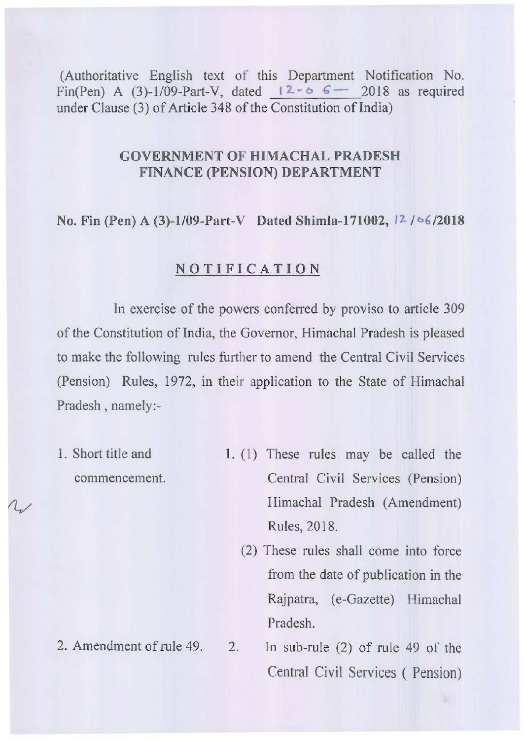(Authoritative English text of this Department Notification No. Fin(Pen) A (3)-1/09-Part-V, dated 12-06-2018 as required under Clause (3) of Article 348 of the Constitution of India)

**GOVERNMENT OF HIMACHAL PRADESH**
**FINANCE (PENSION) DEPARTMENT**

**No. Fin (Pen) A (3)-1/09-Part-V Dated Shimla-171002, 12/06/2018**

## NOTIFICATION

In exercise of the powers conferred by proviso to article 309 of the Constitution of India, the Governor, Himachal Pradesh is pleased to make the following rules further to amend the Central Civil Services (Pension) Rules, 1972, in their application to the State of Himachal Pradesh , namely:-

1. Short title and commencement.

1. (1) These rules may be called the Central Civil Services (Pension) Himachal Pradesh (Amendment) Rules, 2018.

   (2) These rules shall come into force from the date of publication in the Rajpatra, (e-Gazette) Himachal Pradesh.

2. Amendment of rule 49.

2. In sub-rule (2) of rule 49 of the Central Civil Services ( Pension)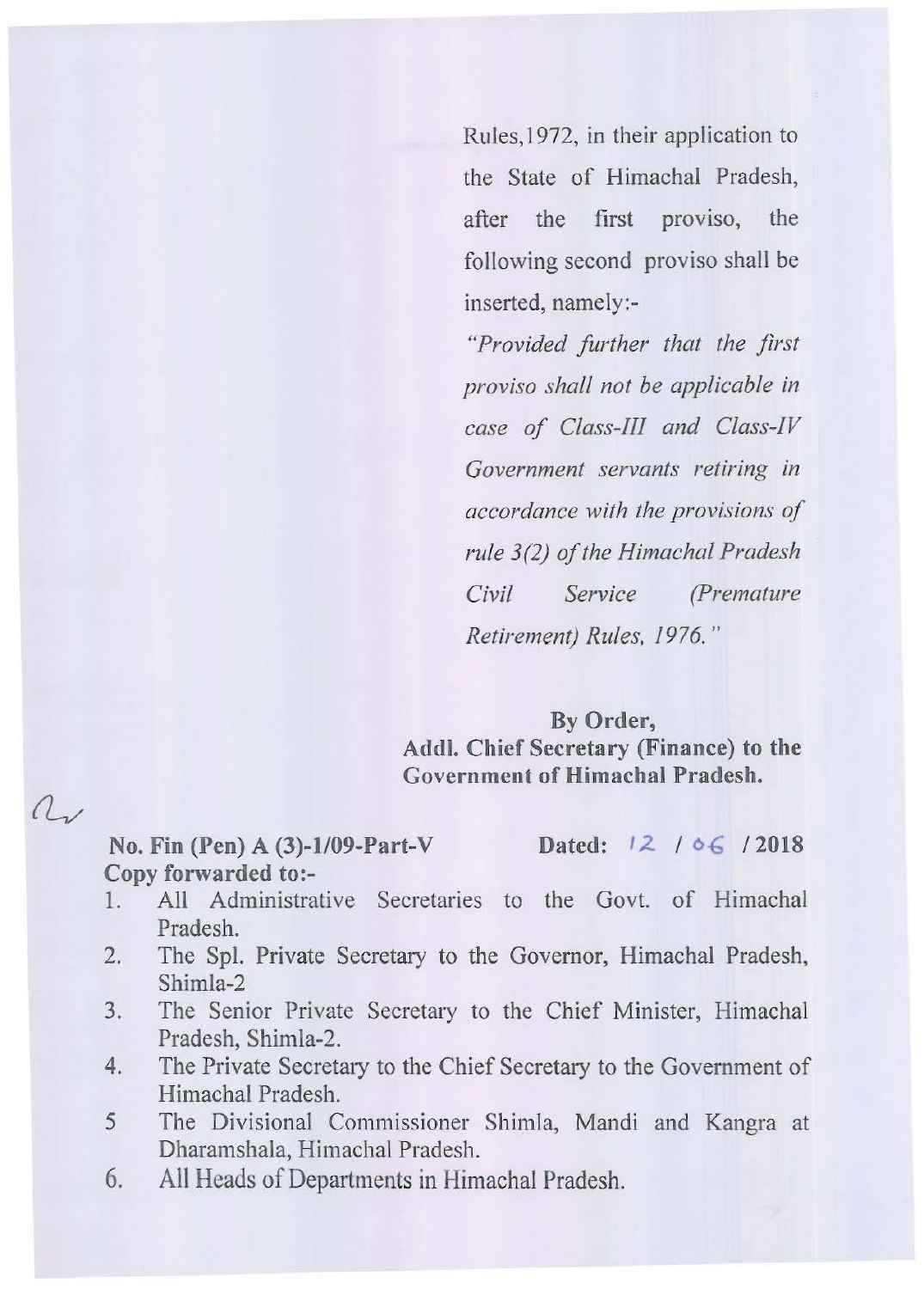Rules,1972, in their application to the State of Himachal Pradesh, after the first proviso, the following second proviso shall be inserted, namely:-

*"Provided further that the first proviso shall not be applicable in case of Class-III and Class-IV Government servants retiring in accordance with the provisions of rule 3(2) of the Himachal Pradesh Civil Service (Premature Retirement) Rules, 1976."*

**By Order,**
**Addl. Chief Secretary (Finance) to the Government of Himachal Pradesh.**

**No. Fin (Pen) A (3)-1/09-Part-V** **Dated: 12 / 06 / 2018**
**Copy forwarded to:-**

1. All Administrative Secretaries to the Govt. of Himachal Pradesh.
2. The Spl. Private Secretary to the Governor, Himachal Pradesh, Shimla-2
3. The Senior Private Secretary to the Chief Minister, Himachal Pradesh, Shimla-2.
4. The Private Secretary to the Chief Secretary to the Government of Himachal Pradesh.
5. The Divisional Commissioner Shimla, Mandi and Kangra at Dharamshala, Himachal Pradesh.
6. All Heads of Departments in Himachal Pradesh.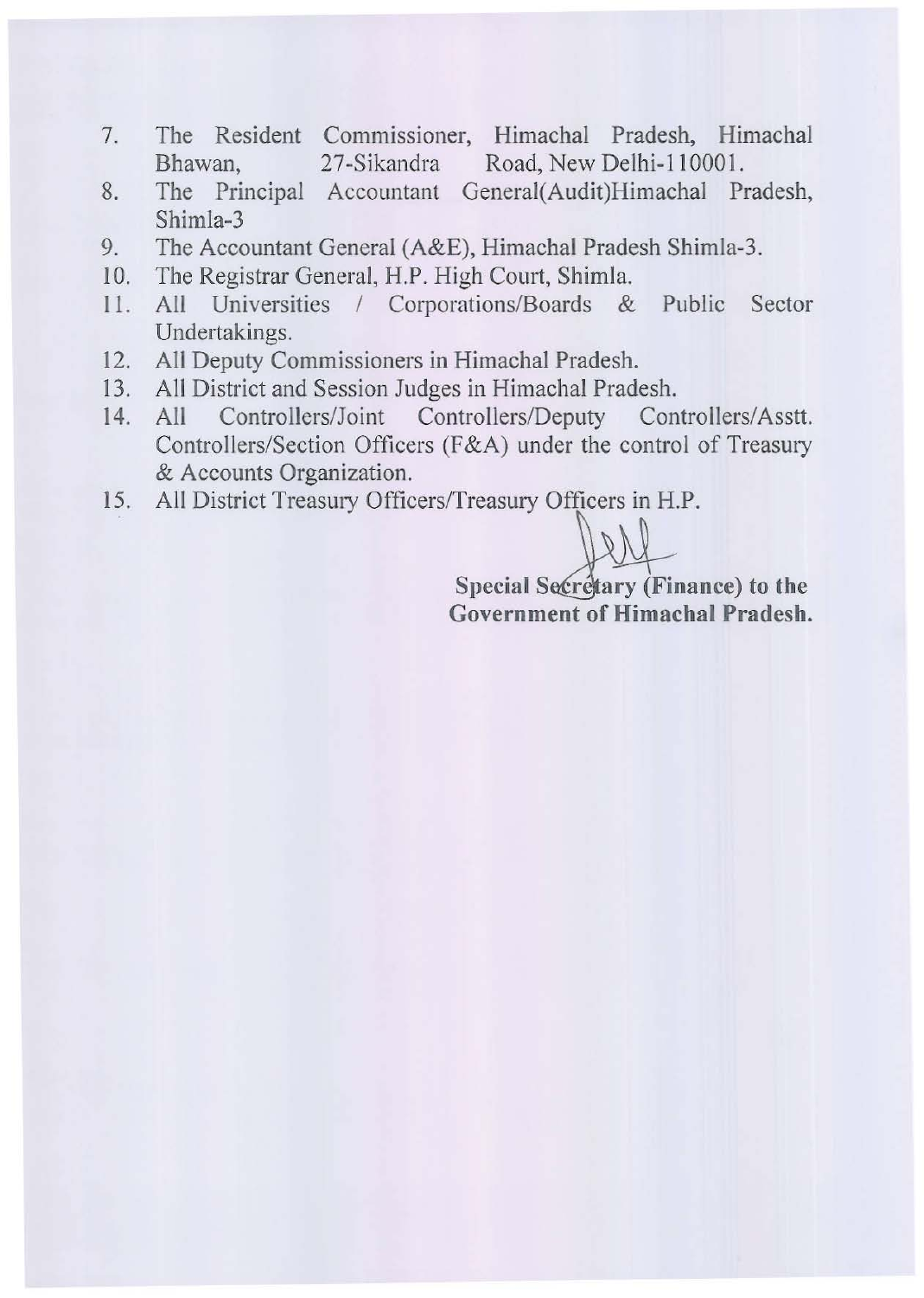7. The Resident Commissioner, Himachal Pradesh, Himachal Bhawan, 27-Sikandra Road, New Delhi-110001.
8. The Principal Accountant General(Audit)Himachal Pradesh, Shimla-3
9. The Accountant General (A&E), Himachal Pradesh Shimla-3.
10. The Registrar General, H.P. High Court, Shimla.
11. All Universities / Corporations/Boards & Public Sector Undertakings.
12. All Deputy Commissioners in Himachal Pradesh.
13. All District and Session Judges in Himachal Pradesh.
14. All Controllers/Joint Controllers/Deputy Controllers/Asstt. Controllers/Section Officers (F&A) under the control of Treasury & Accounts Organization.
15. All District Treasury Officers/Treasury Officers in H.P.

**Special Secretary (Finance) to the Government of Himachal Pradesh.**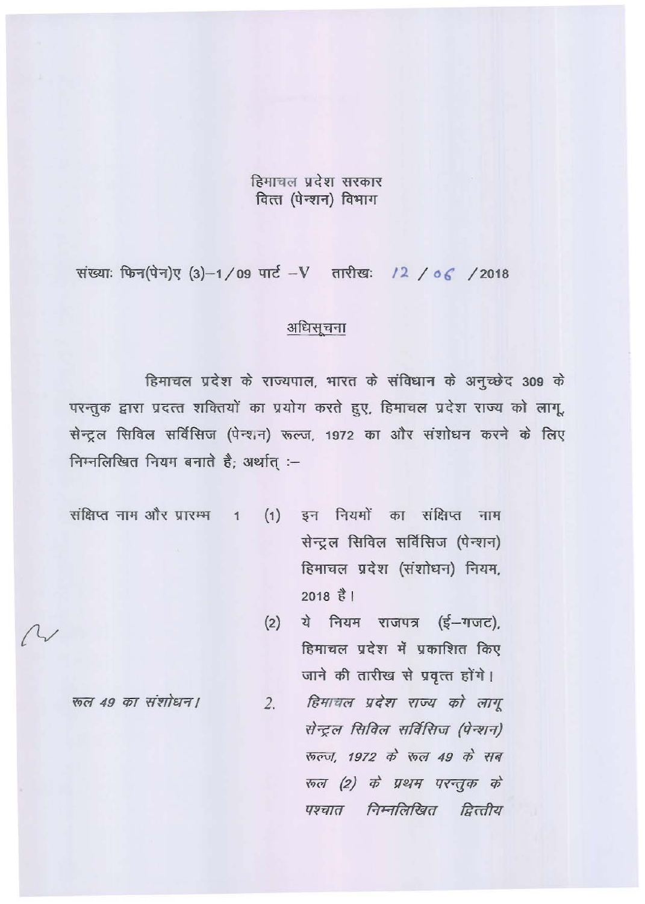हिमाचल प्रदेश सरकार
वित्त (पेन्शन) विभाग

संख्याः फिन(पेन)ए (3)–1/09 पार्ट –V   तारीखः 12 / 06 / 2018

<u>अधिसूचना</u>

हिमाचल प्रदेश के राज्यपाल, भारत के संविधान के अनुच्छेद 309 के परन्तुक द्वारा प्रदत्त शक्तियों का प्रयोग करते हुए, हिमाचल प्रदेश राज्य को लागू, सेन्ट्रल सिविल सर्विसिज (पेन्शन) रूल्ज, 1972 का और संशोधन करने के लिए निम्नलिखित नियम बनाते है; अर्थात् :–

संक्षिप्त नाम और प्रारम्भ   1   (1) इन नियमों का संक्षिप्त नाम सेन्ट्रल सिविल सर्विसिज (पेन्शन) हिमाचल प्रदेश (संशोधन) नियम, 2018 है।

(2) ये नियम राजपत्र (ई–गजट), हिमाचल प्रदेश में प्रकाशित किए जाने की तारीख से प्रवृत्त होंगे।

*रूल 49 का संशोधन।*   *2. हिमाचल प्रदेश राज्य को लागू सेन्ट्रल सिविल सर्विसिज (पेन्शन) रूल्ज, 1972 के रूल 49 के सब रूल (2) के प्रथम परन्तुक के पश्चात निम्नलिखित द्वितीय*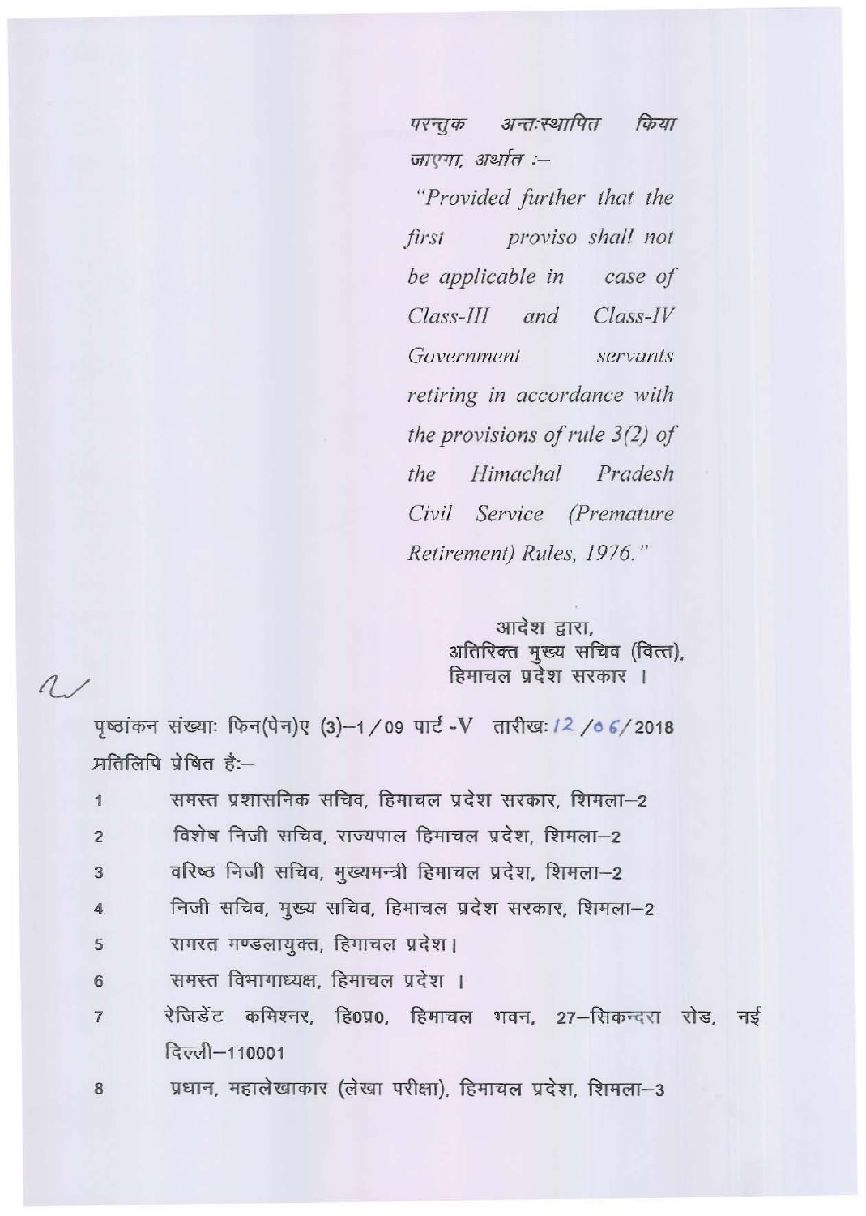परन्तुक अन्तःस्थापित किया जाएगा, अर्थात :–

*"Provided further that the first proviso shall not be applicable in case of Class-III and Class-IV Government servants retiring in accordance with the provisions of rule 3(2) of the Himachal Pradesh Civil Service (Premature Retirement) Rules, 1976."*

आदेश द्वारा,
अतिरिक्त मुख्य सचिव (वित्त),
हिमाचल प्रदेश सरकार ।

पृष्ठांकन संख्याः फिन(पेन)ए (3)–1/09 पार्ट -V तारीखः 12/06/2018

प्रतिलिपि प्रेषित है:–

1. समस्त प्रशासनिक सचिव, हिमाचल प्रदेश सरकार, शिमला–2
2. विशेष निजी सचिव, राज्यपाल हिमाचल प्रदेश, शिमला–2
3. वरिष्ठ निजी सचिव, मुख्यमन्त्री हिमाचल प्रदेश, शिमला–2
4. निजी सचिव, मुख्य सचिव, हिमाचल प्रदेश सरकार, शिमला–2
5. समस्त मण्डलायुक्त, हिमाचल प्रदेश।
6. समस्त विभागाध्यक्ष, हिमाचल प्रदेश ।
7. रेजिडेंट कमिश्नर, हि0प्र0, हिमाचल भवन, 27–सिकन्दरा रोड, नई दिल्ली–110001
8. प्रधान, महालेखाकार (लेखा परीक्षा), हिमाचल प्रदेश, शिमला–3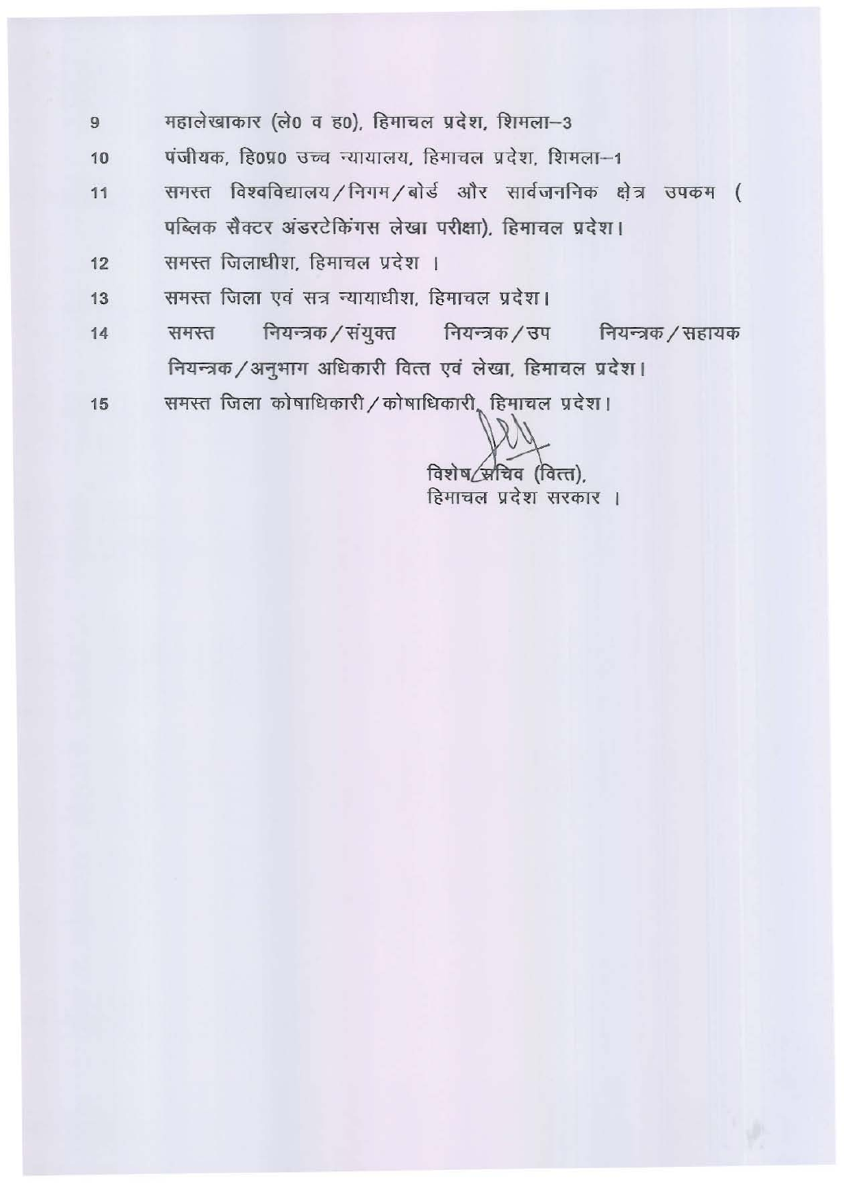9. महालेखाकार (ले0 व ह0), हिमाचल प्रदेश, शिमला–3
10. पंजीयक, हि0प्र0 उच्च न्यायालय, हिमाचल प्रदेश, शिमला–1
11. समस्त विश्वविद्यालय / निगम / बोर्ड और सार्वजनिक क्षेत्र उपकम ( पब्लिक सैक्टर अंडरटेकिंगस लेखा परीक्षा), हिमाचल प्रदेश।
12. समस्त जिलाधीश, हिमाचल प्रदेश ।
13. समस्त जिला एवं सत्र न्यायाधीश, हिमाचल प्रदेश।
14. समस्त नियन्त्रक / संयुक्त नियन्त्रक / उप नियन्त्रक / सहायक नियन्त्रक / अनुभाग अधिकारी वित्त एवं लेखा, हिमाचल प्रदेश।
15. समस्त जिला कोषाधिकारी / कोषाधिकारी, हिमाचल प्रदेश।

विशेष सचिव (वित्त),
हिमाचल प्रदेश सरकार ।